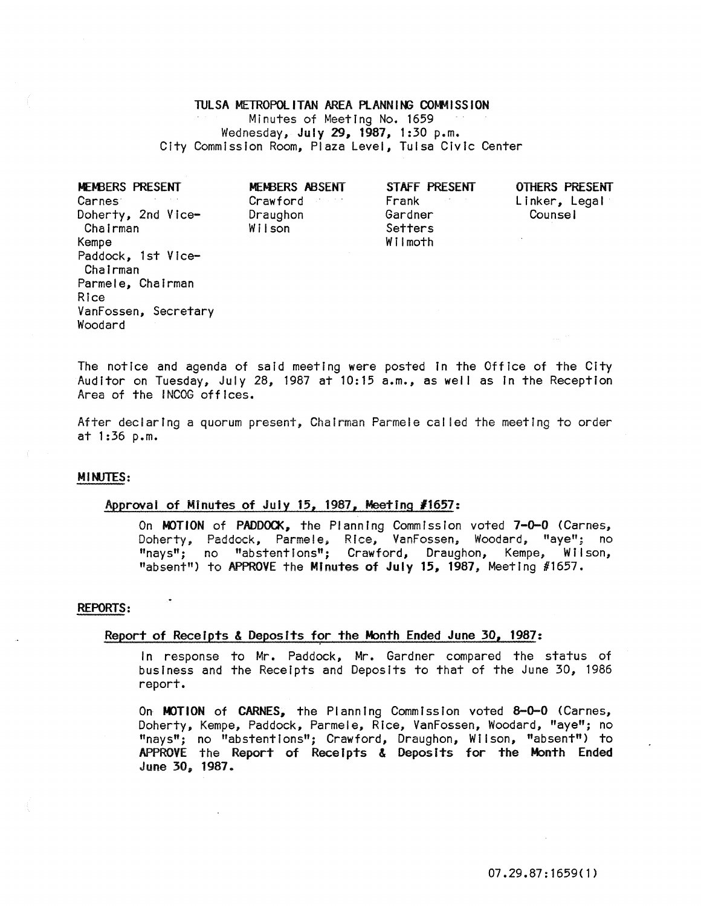# TULSA METROPOLITAN AREA PLANNING COMMISSION

Minutes of Meeting No. 1659
Wednesday, **July 29, 1987**, 1:30 p.m.
City Commission Room, Plaza Level, Tulsa Civic Center

| MEMBERS PRESENT | MEMBERS ABSENT | STAFF PRESENT | OTHERS PRESENT |
|---|---|---|---|
| Carnes | Crawford | Frank | Linker, Legal Counsel |
| Doherty, 2nd Vice-Chairman | Draughon | Gardner | |
| Kempe | Wilson | Setters | |
| Paddock, 1st Vice-Chairman | | Wilmoth | |
| Parmele, Chairman | | | |
| Rice | | | |
| VanFossen, Secretary | | | |
| Woodard | | | |

The notice and agenda of said meeting were posted in the Office of the City Auditor on Tuesday, July 28, 1987 at 10:15 a.m., as well as in the Reception Area of the INCOG offices.

After declaring a quorum present, Chairman Parmele called the meeting to order at 1:36 p.m.

## MINUTES:

### Approval of Minutes of July 15, 1987, Meeting #1657:

On **MOTION** of **PADDOCK,** the Planning Commission voted **7-0-0** (Carnes, Doherty, Paddock, Parmele, Rice, VanFossen, Woodard, "aye"; no "nays"; no "abstentions"; Crawford, Draughon, Kempe, Wilson, "absent") to **APPROVE** the **Minutes of July 15, 1987**, Meeting #1657.

## REPORTS:

### Report of Receipts & Deposits for the Month Ended June 30, 1987:

In response to Mr. Paddock, Mr. Gardner compared the status of business and the Receipts and Deposits to that of the June 30, 1986 report.

On **MOTION** of **CARNES,** the Planning Commission voted **8-0-0** (Carnes, Doherty, Kempe, Paddock, Parmele, Rice, VanFossen, Woodard, "aye"; no "nays"; no "abstentions"; Crawford, Draughon, Wilson, "absent") to **APPROVE** the **Report of Receipts & Deposits for the Month Ended June 30, 1987.**

07.29.87:1659(1)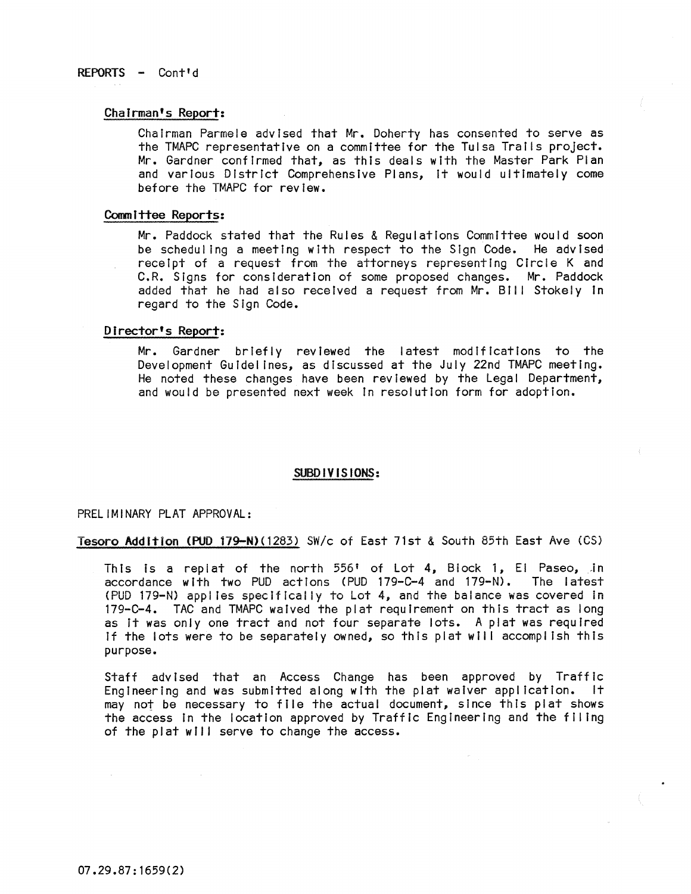REPORTS - Cont'd

**Chairman's Report:**

Chairman Parmele advised that Mr. Doherty has consented to serve as the TMAPC representative on a committee for the Tulsa Trails project. Mr. Gardner confirmed that, as this deals with the Master Park Plan and various District Comprehensive Plans, it would ultimately come before the TMAPC for review.

**Committee Reports:**

Mr. Paddock stated that the Rules & Regulations Committee would soon be scheduling a meeting with respect to the Sign Code. He advised receipt of a request from the attorneys representing Circle K and C.R. Signs for consideration of some proposed changes. Mr. Paddock added that he had also received a request from Mr. Bill Stokely in regard to the Sign Code.

**Director's Report:**

Mr. Gardner briefly reviewed the latest modifications to the Development Guidelines, as discussed at the July 22nd TMAPC meeting. He noted these changes have been reviewed by the Legal Department, and would be presented next week in resolution form for adoption.

**SUBDIVISIONS:**

PRELIMINARY PLAT APPROVAL:

**Tesoro Addition (PUD 179-N)(1283)** SW/c of East 71st & South 85th East Ave (CS)

This is a replat of the north 556' of Lot 4, Block 1, El Paseo, in accordance with two PUD actions (PUD 179-C-4 and 179-N). The latest (PUD 179-N) applies specifically to Lot 4, and the balance was covered in 179-C-4. TAC and TMAPC waived the plat requirement on this tract as long as it was only one tract and not four separate lots. A plat was required if the lots were to be separately owned, so this plat will accomplish this purpose.

Staff advised that an Access Change has been approved by Traffic Engineering and was submitted along with the plat waiver application. It may not be necessary to file the actual document, since this plat shows the access in the location approved by Traffic Engineering and the filing of the plat will serve to change the access.

07.29.87:1659(2)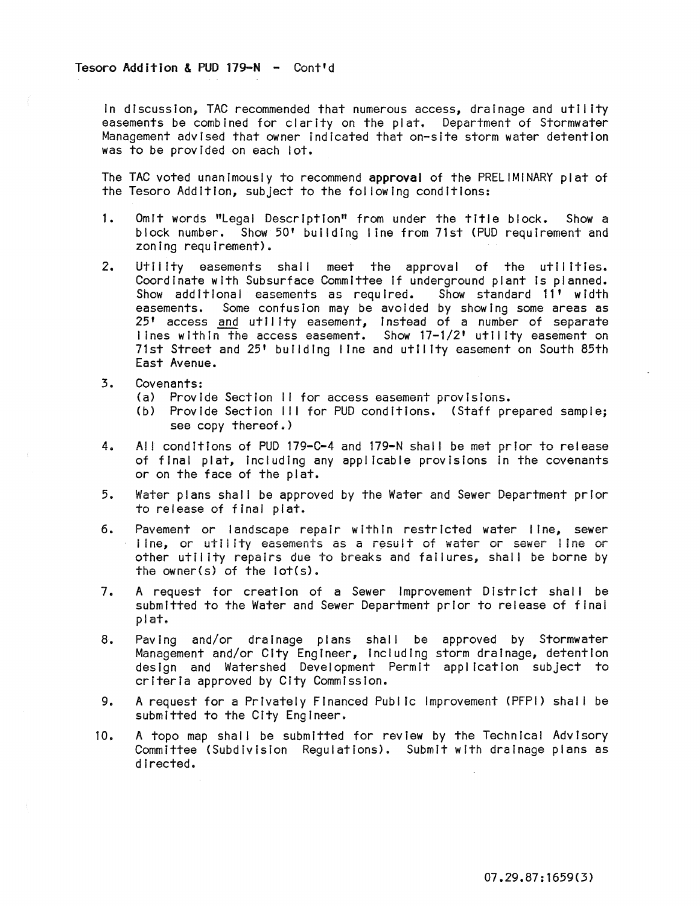Tesoro Addition & PUD 179-N - Cont'd

In discussion, TAC recommended that numerous access, drainage and utility easements be combined for clarity on the plat. Department of Stormwater Management advised that owner indicated that on-site storm water detention was to be provided on each lot.

The TAC voted unanimously to recommend **approval** of the PRELIMINARY plat of the Tesoro Addition, subject to the following conditions:

1. Omit words "Legal Description" from under the title block. Show a block number. Show 50' building line from 71st (PUD requirement and zoning requirement).

2. Utility easements shall meet the approval of the utilities. Coordinate with Subsurface Committee if underground plant is planned. Show additional easements as required. Show standard 11' width easements. Some confusion may be avoided by showing some areas as 25' access and utility easement, instead of a number of separate lines within the access easement. Show 17-1/2' utility easement on 71st Street and 25' building line and utility easement on South 85th East Avenue.

3. Covenants:
   (a) Provide Section II for access easement provisions.
   (b) Provide Section III for PUD conditions. (Staff prepared sample; see copy thereof.)

4. All conditions of PUD 179-C-4 and 179-N shall be met prior to release of final plat, including any applicable provisions in the covenants or on the face of the plat.

5. Water plans shall be approved by the Water and Sewer Department prior to release of final plat.

6. Pavement or landscape repair within restricted water line, sewer line, or utility easements as a result of water or sewer line or other utility repairs due to breaks and failures, shall be borne by the owner(s) of the lot(s).

7. A request for creation of a Sewer Improvement District shall be submitted to the Water and Sewer Department prior to release of final plat.

8. Paving and/or drainage plans shall be approved by Stormwater Management and/or City Engineer, including storm drainage, detention design and Watershed Development Permit application subject to criteria approved by City Commission.

9. A request for a Privately Financed Public Improvement (PFPI) shall be submitted to the City Engineer.

10. A topo map shall be submitted for review by the Technical Advisory Committee (Subdivision Regulations). Submit with drainage plans as directed.

07.29.87:1659(3)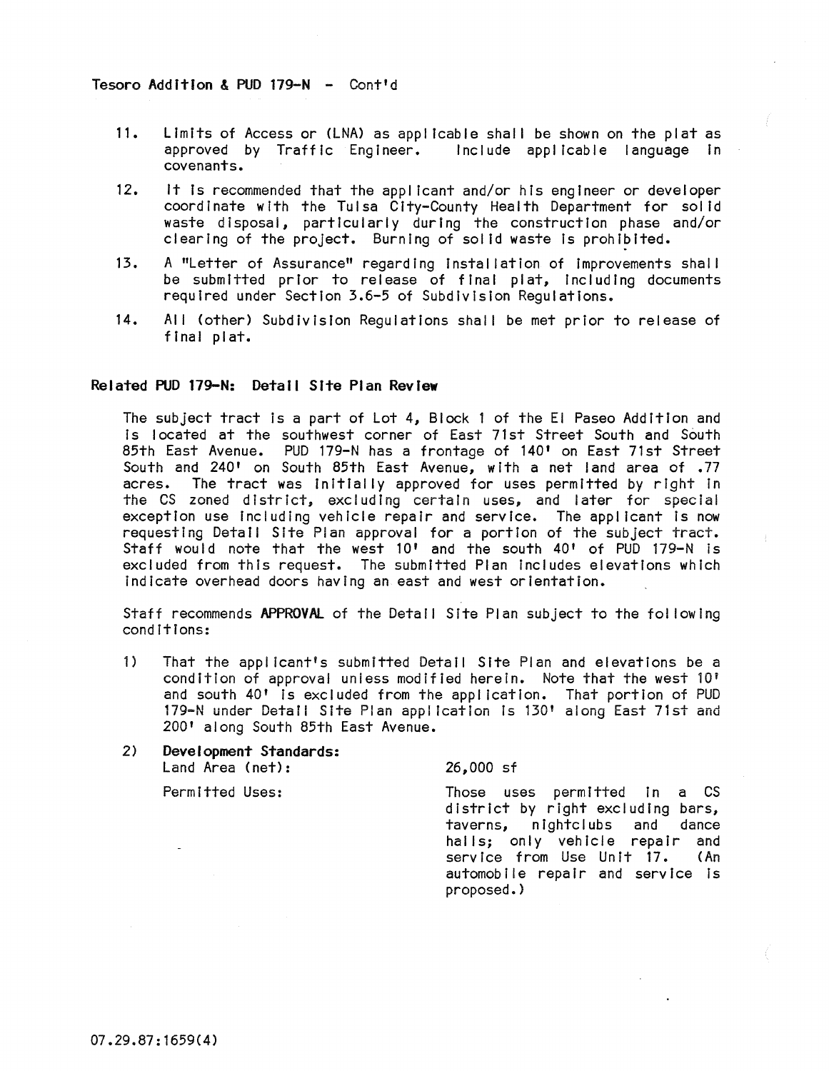Tesoro Addition & PUD 179-N - Cont'd

11. Limits of Access or (LNA) as applicable shall be shown on the plat as approved by Traffic Engineer. Include applicable language in covenants.

12. It is recommended that the applicant and/or his engineer or developer coordinate with the Tulsa City-County Health Department for solid waste disposal, particularly during the construction phase and/or clearing of the project. Burning of solid waste is prohibited.

13. A "Letter of Assurance" regarding installation of improvements shall be submitted prior to release of final plat, including documents required under Section 3.6-5 of Subdivision Regulations.

14. All (other) Subdivision Regulations shall be met prior to release of final plat.

**Related PUD 179-N: Detail Site Plan Review**

The subject tract is a part of Lot 4, Block 1 of the El Paseo Addition and is located at the southwest corner of East 71st Street South and South 85th East Avenue. PUD 179-N has a frontage of 140' on East 71st Street South and 240' on South 85th East Avenue, with a net land area of .77 acres. The tract was initially approved for uses permitted by right in the CS zoned district, excluding certain uses, and later for special exception use including vehicle repair and service. The applicant is now requesting Detail Site Plan approval for a portion of the subject tract. Staff would note that the west 10' and the south 40' of PUD 179-N is excluded from this request. The submitted Plan includes elevations which indicate overhead doors having an east and west orientation.

Staff recommends **APPROVAL** of the Detail Site Plan subject to the following conditions:

1) That the applicant's submitted Detail Site Plan and elevations be a condition of approval unless modified herein. Note that the west 10' and south 40' is excluded from the application. That portion of PUD 179-N under Detail Site Plan application is 130' along East 71st and 200' along South 85th East Avenue.

2) **Development Standards:**

| | |
|---|---|
| Land Area (net): | 26,000 sf |
| Permitted Uses: | Those uses permitted in a CS district by right excluding bars, taverns, nightclubs and dance halls; only vehicle repair and service from Use Unit 17. (An automobile repair and service is proposed.) |

07.29.87:1659(4)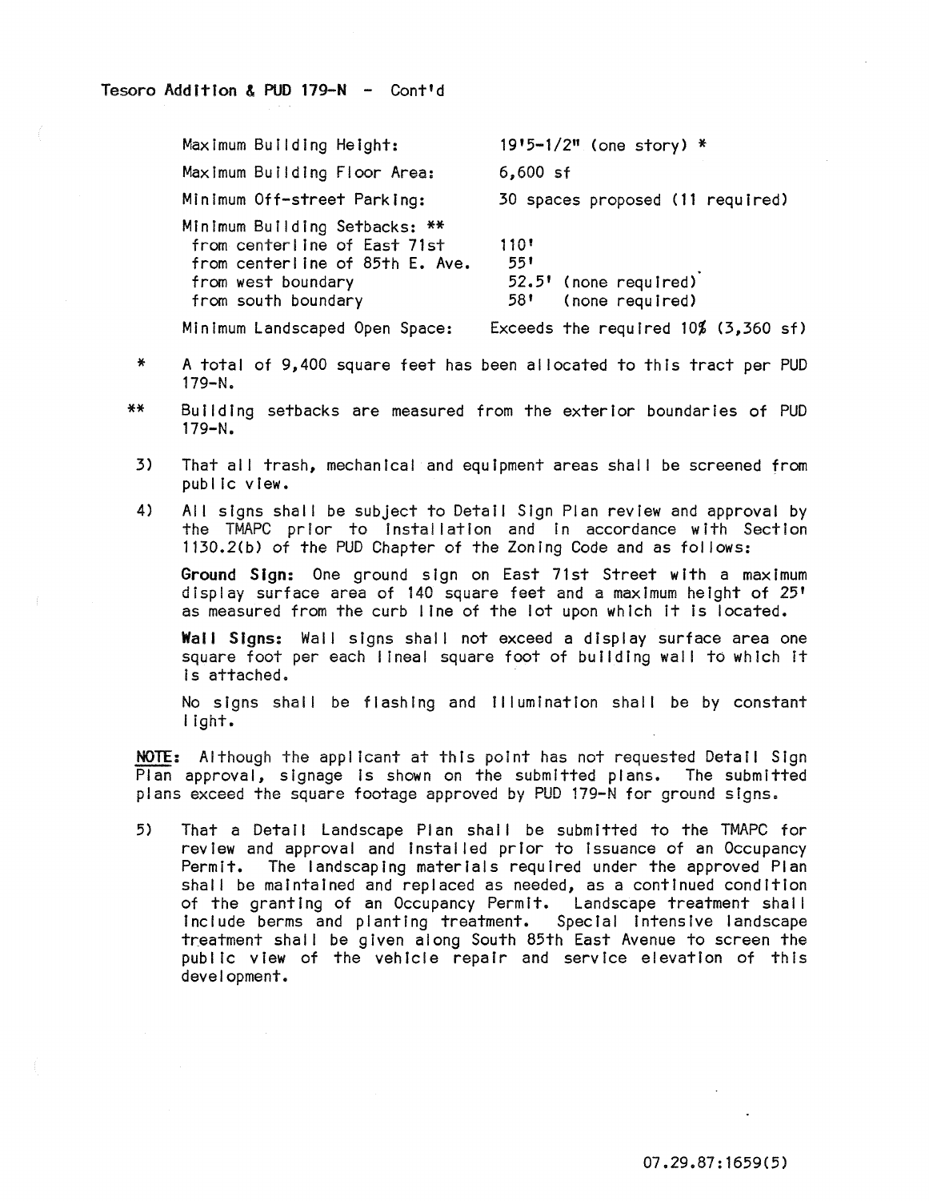Tesoro Addition & PUD 179-N - Cont'd

| | |
|---|---|
| Maximum Building Height: | 19'5-1/2" (one story) * |
| Maximum Building Floor Area: | 6,600 sf |
| Minimum Off-street Parking: | 30 spaces proposed (11 required) |
| Minimum Building Setbacks: ** | |
| from centerline of East 71st | 110' |
| from centerline of 85th E. Ave. | 55' |
| from west boundary | 52.5' (none required) |
| from south boundary | 58' (none required) |
| Minimum Landscaped Open Space: | Exceeds the required 10% (3,360 sf) |

\* A total of 9,400 square feet has been allocated to this tract per PUD 179-N.

\*\* Building setbacks are measured from the exterior boundaries of PUD 179-N.

3) That all trash, mechanical and equipment areas shall be screened from public view.

4) All signs shall be subject to Detail Sign Plan review and approval by the TMAPC prior to installation and in accordance with Section 1130.2(b) of the PUD Chapter of the Zoning Code and as follows:

   **Ground Sign:** One ground sign on East 71st Street with a maximum display surface area of 140 square feet and a maximum height of 25' as measured from the curb line of the lot upon which it is located.

   **Wall Signs:** Wall signs shall not exceed a display surface area one square foot per each lineal square foot of building wall to which it is attached.

   No signs shall be flashing and illumination shall be by constant light.

**NOTE:** Although the applicant at this point has not requested Detail Sign Plan approval, signage is shown on the submitted plans. The submitted plans exceed the square footage approved by PUD 179-N for ground signs.

5) That a Detail Landscape Plan shall be submitted to the TMAPC for review and approval and installed prior to issuance of an Occupancy Permit. The landscaping materials required under the approved Plan shall be maintained and replaced as needed, as a continued condition of the granting of an Occupancy Permit. Landscape treatment shall include berms and planting treatment. Special intensive landscape treatment shall be given along South 85th East Avenue to screen the public view of the vehicle repair and service elevation of this development.

07.29.87:1659(5)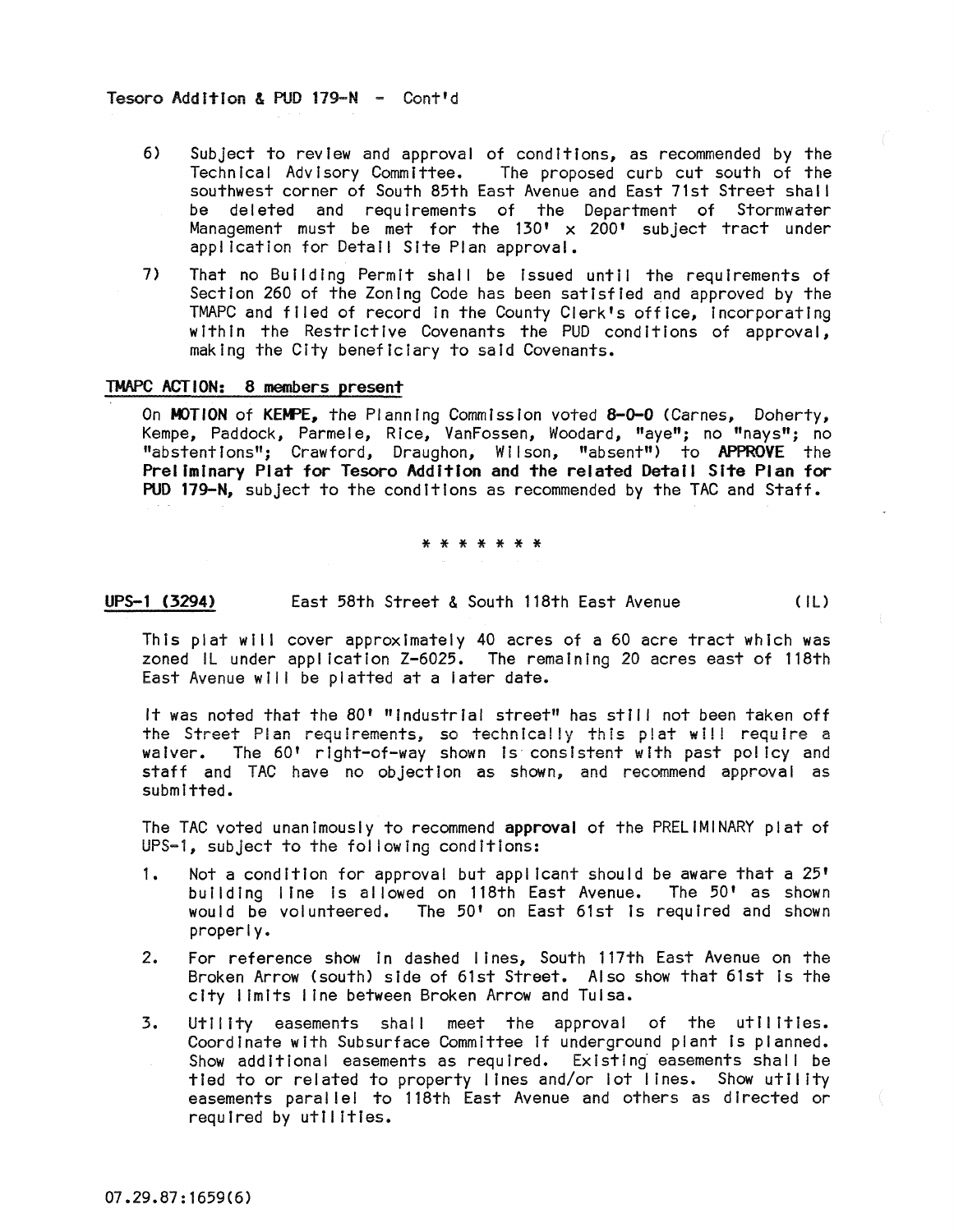Tesoro Addition & PUD 179-N - Cont'd

6) Subject to review and approval of conditions, as recommended by the Technical Advisory Committee. The proposed curb cut south of the southwest corner of South 85th East Avenue and East 71st Street shall be deleted and requirements of the Department of Stormwater Management must be met for the 130' x 200' subject tract under application for Detail Site Plan approval.

7) That no Building Permit shall be issued until the requirements of Section 260 of the Zoning Code has been satisfied and approved by the TMAPC and filed of record in the County Clerk's office, incorporating within the Restrictive Covenants the PUD conditions of approval, making the City beneficiary to said Covenants.

TMAPC ACTION: 8 members present

On **MOTION** of **KEMPE,** the Planning Commission voted **8-0-0** (Carnes, Doherty, Kempe, Paddock, Parmele, Rice, VanFossen, Woodard, "aye"; no "nays"; no "abstentions"; Crawford, Draughon, Wilson, "absent") to **APPROVE** the **Preliminary Plat for Tesoro Addition and the related Detail Site Plan for PUD 179-N,** subject to the conditions as recommended by the TAC and Staff.

\* \* \* \* \* \* \*

UPS-1 (3294) East 58th Street & South 118th East Avenue (IL)

This plat will cover approximately 40 acres of a 60 acre tract which was zoned IL under application Z-6025. The remaining 20 acres east of 118th East Avenue will be platted at a later date.

It was noted that the 80' "industrial street" has still not been taken off the Street Plan requirements, so technically this plat will require a waiver. The 60' right-of-way shown is consistent with past policy and staff and TAC have no objection as shown, and recommend approval as submitted.

The TAC voted unanimously to recommend **approval** of the PRELIMINARY plat of UPS-1, subject to the following conditions:

1. Not a condition for approval but applicant should be aware that a 25' building line is allowed on 118th East Avenue. The 50' as shown would be volunteered. The 50' on East 61st is required and shown properly.

2. For reference show in dashed lines, South 117th East Avenue on the Broken Arrow (south) side of 61st Street. Also show that 61st is the city limits line between Broken Arrow and Tulsa.

3. Utility easements shall meet the approval of the utilities. Coordinate with Subsurface Committee if underground plant is planned. Show additional easements as required. Existing easements shall be tied to or related to property lines and/or lot lines. Show utility easements parallel to 118th East Avenue and others as directed or required by utilities.

07.29.87:1659(6)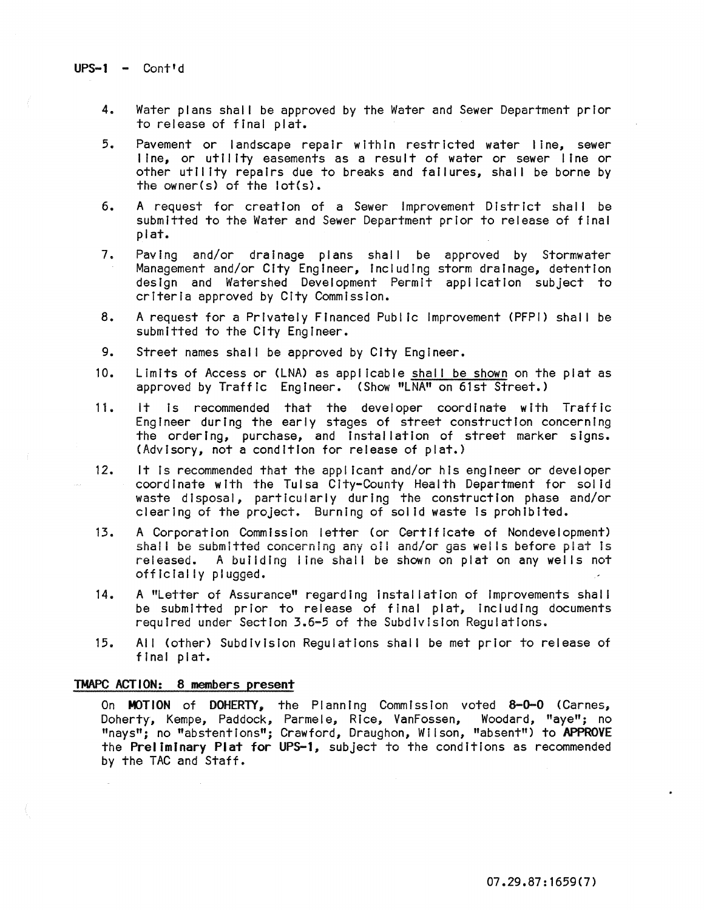UPS-1 - Cont'd

4. Water plans shall be approved by the Water and Sewer Department prior to release of final plat.

5. Pavement or landscape repair within restricted water line, sewer line, or utility easements as a result of water or sewer line or other utility repairs due to breaks and failures, shall be borne by the owner(s) of the lot(s).

6. A request for creation of a Sewer Improvement District shall be submitted to the Water and Sewer Department prior to release of final plat.

7. Paving and/or drainage plans shall be approved by Stormwater Management and/or City Engineer, including storm drainage, detention design and Watershed Development Permit application subject to criteria approved by City Commission.

8. A request for a Privately Financed Public Improvement (PFPI) shall be submitted to the City Engineer.

9. Street names shall be approved by City Engineer.

10. Limits of Access or (LNA) as applicable <u>shall be shown</u> on the plat as approved by Traffic Engineer. (Show "LNA" on 61st Street.)

11. It is recommended that the developer coordinate with Traffic Engineer during the early stages of street construction concerning the ordering, purchase, and installation of street marker signs. (Advisory, not a condition for release of plat.)

12. It is recommended that the applicant and/or his engineer or developer coordinate with the Tulsa City-County Health Department for solid waste disposal, particularly during the construction phase and/or clearing of the project. Burning of solid waste is prohibited.

13. A Corporation Commission letter (or Certificate of Nondevelopment) shall be submitted concerning any oil and/or gas wells before plat is released. A building line shall be shown on plat on any wells not officially plugged.

14. A "Letter of Assurance" regarding installation of improvements shall be submitted prior to release of final plat, including documents required under Section 3.6-5 of the Subdivision Regulations.

15. All (other) Subdivision Regulations shall be met prior to release of final plat.

**<u>TMAPC ACTION: 8 members present</u>**

On **MOTION** of **DOHERTY**, the Planning Commission voted **8-0-0** (Carnes, Doherty, Kempe, Paddock, Parmele, Rice, VanFossen, Woodard, "aye"; no "nays"; no "abstentions"; Crawford, Draughon, Wilson, "absent") to **APPROVE** the **Preliminary Plat for UPS-1**, subject to the conditions as recommended by the TAC and Staff.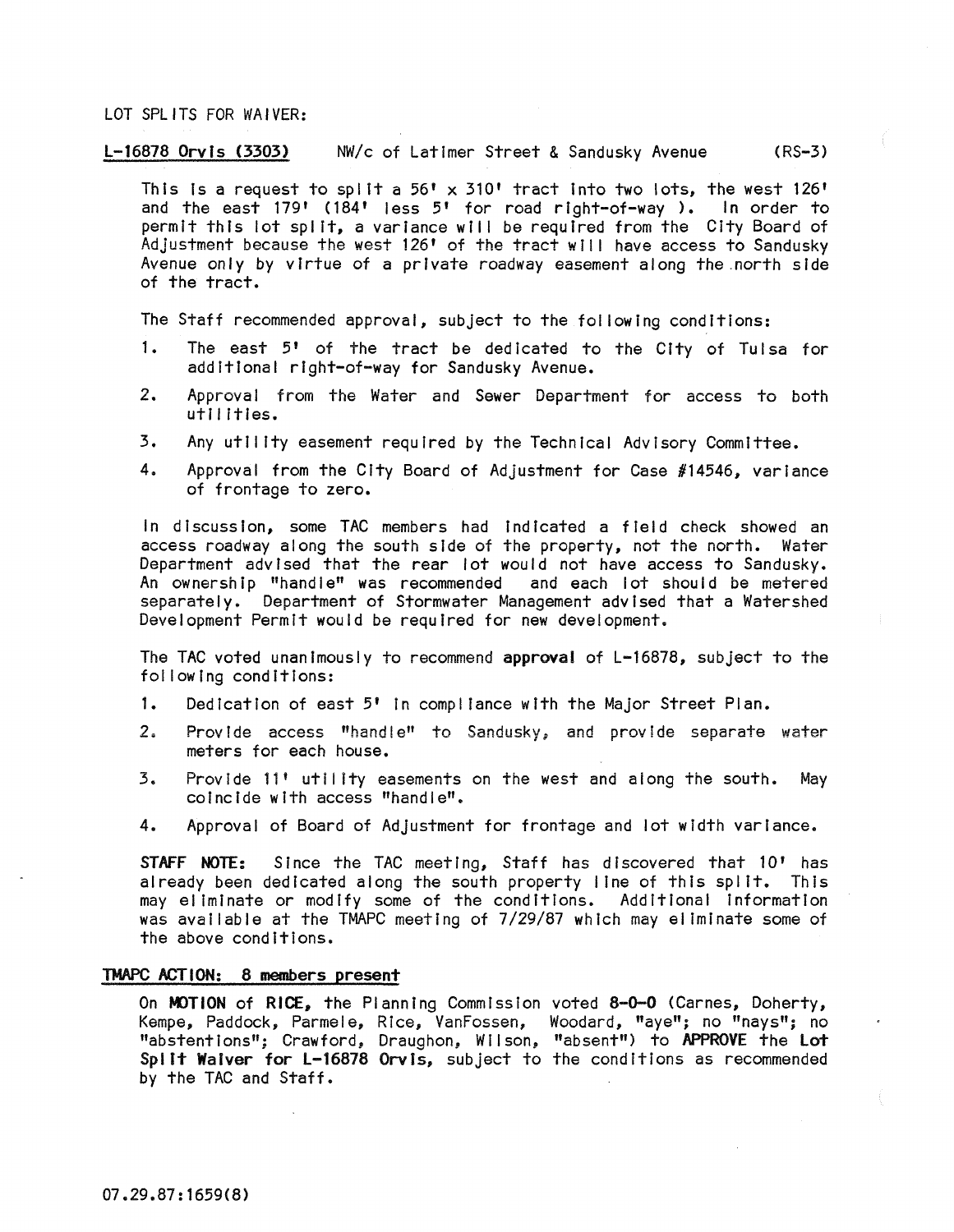LOT SPLITS FOR WAIVER:

L-16878 Orvis (3303) NW/c of Latimer Street & Sandusky Avenue (RS-3)

This is a request to split a 56' x 310' tract into two lots, the west 126' and the east 179' (184' less 5' for road right-of-way ). In order to permit this lot split, a variance will be required from the City Board of Adjustment because the west 126' of the tract will have access to Sandusky Avenue only by virtue of a private roadway easement along the north side of the tract.

The Staff recommended approval, subject to the following conditions:

1. The east 5' of the tract be dedicated to the City of Tulsa for additional right-of-way for Sandusky Avenue.
2. Approval from the Water and Sewer Department for access to both utilities.
3. Any utility easement required by the Technical Advisory Committee.
4. Approval from the City Board of Adjustment for Case #14546, variance of frontage to zero.

In discussion, some TAC members had indicated a field check showed an access roadway along the south side of the property, not the north. Water Department advised that the rear lot would not have access to Sandusky. An ownership "handle" was recommended and each lot should be metered separately. Department of Stormwater Management advised that a Watershed Development Permit would be required for new development.

The TAC voted unanimously to recommend **approval** of L-16878, subject to the following conditions:

1. Dedication of east 5' in compliance with the Major Street Plan.
2. Provide access "handle" to Sandusky, and provide separate water meters for each house.
3. Provide 11' utility easements on the west and along the south. May coincide with access "handle".
4. Approval of Board of Adjustment for frontage and lot width variance.

**STAFF NOTE:** Since the TAC meeting, Staff has discovered that 10' has already been dedicated along the south property line of this split. This may eliminate or modify some of the conditions. Additional information was available at the TMAPC meeting of 7/29/87 which may eliminate some of the above conditions.

**TMAPC ACTION: 8 members present**

On **MOTION** of **RICE**, the Planning Commission voted **8-0-0** (Carnes, Doherty, Kempe, Paddock, Parmele, Rice, VanFossen, Woodard, "aye"; no "nays"; no "abstentions"; Crawford, Draughon, Wilson, "absent") to **APPROVE** the **Lot Split Waiver for L-16878 Orvis**, subject to the conditions as recommended by the TAC and Staff.

07.29.87:1659(8)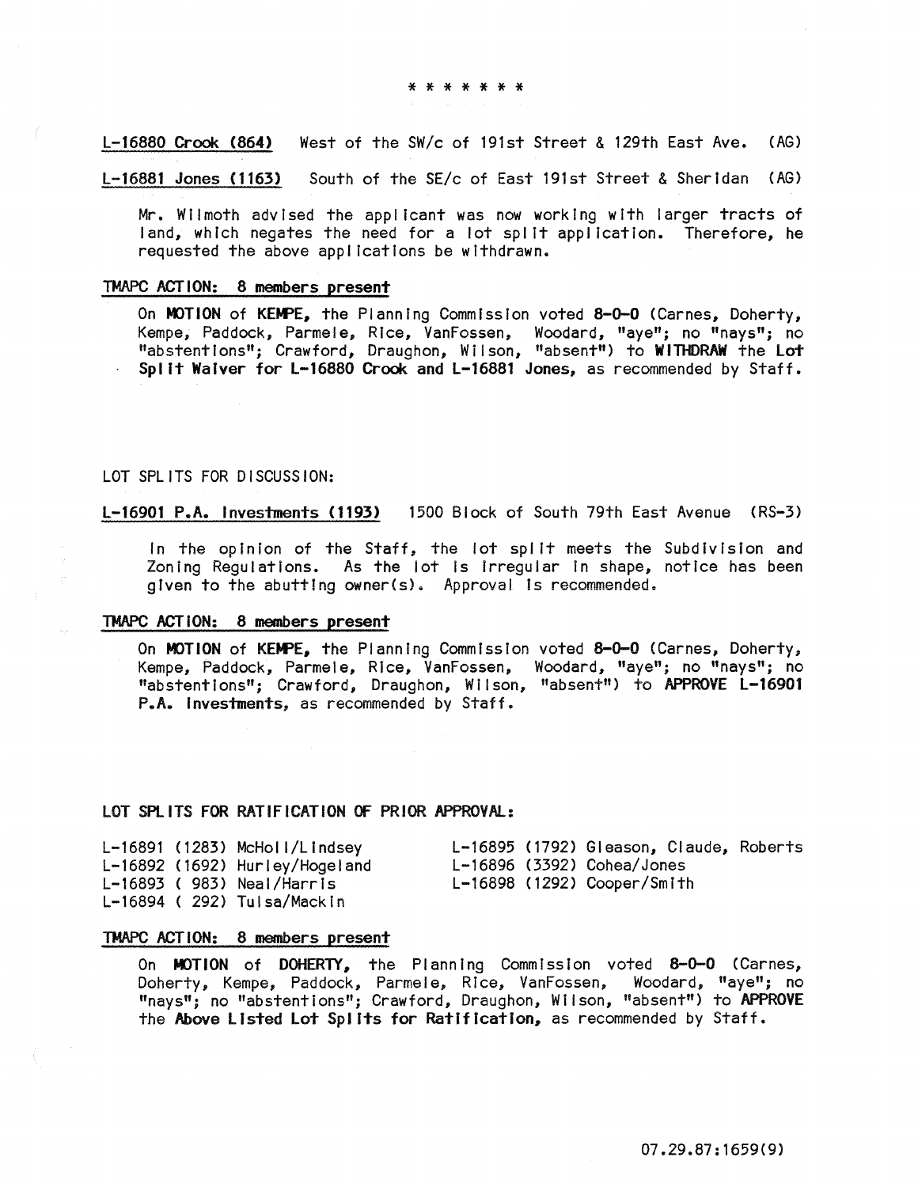\* \* \* \* \* \* \*

<u>L-16880 Crook (864)</u> West of the SW/c of 191st Street & 129th East Ave. (AG)

<u>L-16881 Jones (1163)</u> South of the SE/c of East 191st Street & Sheridan (AG)

Mr. Wilmoth advised the applicant was now working with larger tracts of land, which negates the need for a lot split application. Therefore, he requested the above applications be withdrawn.

<u>TMAPC ACTION: 8 members present</u>

On **MOTION** of **KEMPE**, the Planning Commission voted **8-0-0** (Carnes, Doherty, Kempe, Paddock, Parmele, Rice, VanFossen, Woodard, "aye"; no "nays"; no "abstentions"; Crawford, Draughon, Wilson, "absent") to **WITHDRAW** the **Lot Split Waiver for L-16880 Crook and L-16881 Jones,** as recommended by Staff.

LOT SPLITS FOR DISCUSSION:

<u>L-16901 P.A. Investments (1193)</u> 1500 Block of South 79th East Avenue (RS-3)

In the opinion of the Staff, the lot split meets the Subdivision and Zoning Regulations. As the lot is irregular in shape, notice has been given to the abutting owner(s). Approval is recommended.

<u>TMAPC ACTION: 8 members present</u>

On **MOTION** of **KEMPE**, the Planning Commission voted **8-0-0** (Carnes, Doherty, Kempe, Paddock, Parmele, Rice, VanFossen, Woodard, "aye"; no "nays"; no "abstentions"; Crawford, Draughon, Wilson, "absent") to **APPROVE L-16901 P.A. Investments,** as recommended by Staff.

**LOT SPLITS FOR RATIFICATION OF PRIOR APPROVAL:**

L-16891 (1283) McHoll/Lindsey
L-16892 (1692) Hurley/Hogeland
L-16893 ( 983) Neal/Harris
L-16894 ( 292) Tulsa/Mackin
L-16895 (1792) Gleason, Claude, Roberts
L-16896 (3392) Cohea/Jones
L-16898 (1292) Cooper/Smith

<u>TMAPC ACTION: 8 members present</u>

On **MOTION** of **DOHERTY,** the Planning Commission voted **8-0-0** (Carnes, Doherty, Kempe, Paddock, Parmele, Rice, VanFossen, Woodard, "aye"; no "nays"; no "abstentions"; Crawford, Draughon, Wilson, "absent") to **APPROVE** the **Above Listed Lot Splits for Ratification,** as recommended by Staff.

07.29.87:1659(9)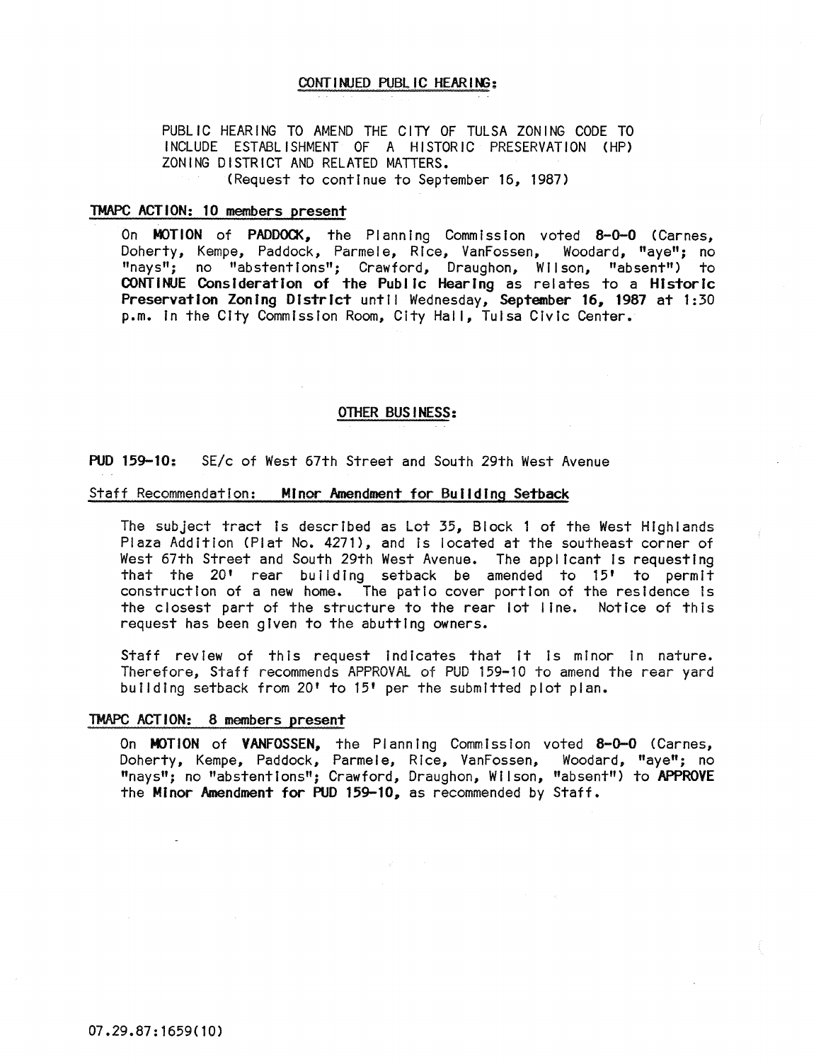## CONTINUED PUBLIC HEARING:

PUBLIC HEARING TO AMEND THE CITY OF TULSA ZONING CODE TO INCLUDE ESTABLISHMENT OF A HISTORIC PRESERVATION (HP) ZONING DISTRICT AND RELATED MATTERS.
(Request to continue to September 16, 1987)

### TMAPC ACTION: 10 members present

On **MOTION** of **PADDOCK**, the Planning Commission voted **8-0-0** (Carnes, Doherty, Kempe, Paddock, Parmele, Rice, VanFossen, Woodard, "aye"; no "nays"; no "abstentions"; Crawford, Draughon, Wilson, "absent") to **CONTINUE Consideration of the Public Hearing** as relates to a **Historic Preservation Zoning District** until Wednesday, **September 16, 1987** at 1:30 p.m. in the City Commission Room, City Hall, Tulsa Civic Center.

## OTHER BUSINESS:

**PUD 159-10:** SE/c of West 67th Street and South 29th West Avenue

### Staff Recommendation: Minor Amendment for Building Setback

The subject tract is described as Lot 35, Block 1 of the West Highlands Plaza Addition (Plat No. 4271), and is located at the southeast corner of West 67th Street and South 29th West Avenue. The applicant is requesting that the 20' rear building setback be amended to 15' to permit construction of a new home. The patio cover portion of the residence is the closest part of the structure to the rear lot line. Notice of this request has been given to the abutting owners.

Staff review of this request indicates that it is minor in nature. Therefore, Staff recommends APPROVAL of PUD 159-10 to amend the rear yard building setback from 20' to 15' per the submitted plot plan.

### TMAPC ACTION: 8 members present

On **MOTION** of **VANFOSSEN**, the Planning Commission voted **8-0-0** (Carnes, Doherty, Kempe, Paddock, Parmele, Rice, VanFossen, Woodard, "aye"; no "nays"; no "abstentions"; Crawford, Draughon, Wilson, "absent") to **APPROVE** the **Minor Amendment for PUD 159-10**, as recommended by Staff.

07.29.87:1659(10)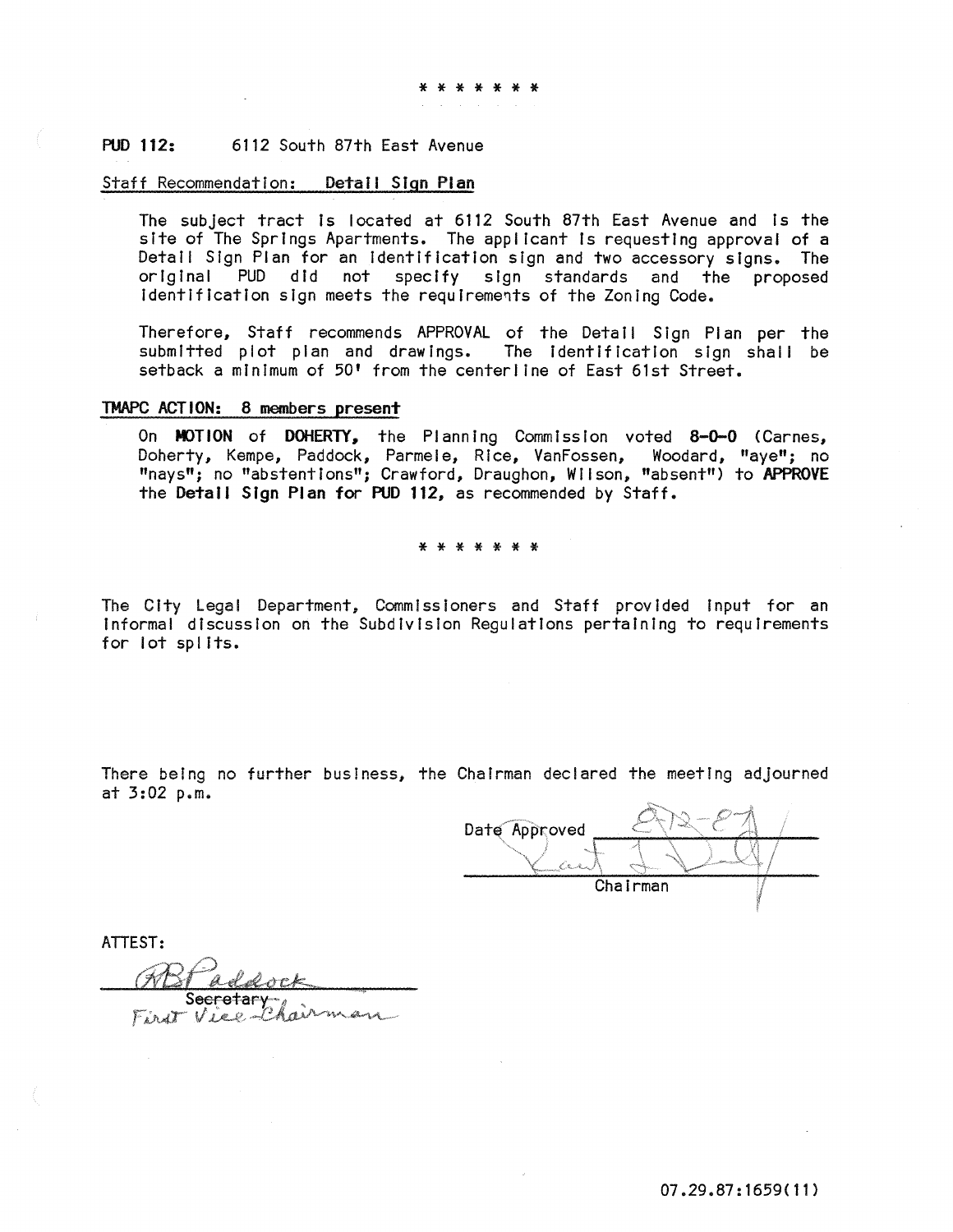\* \* \* \* \* \* \*

**PUD 112:** 6112 South 87th East Avenue

Staff Recommendation: **Detail Sign Plan**

The subject tract is located at 6112 South 87th East Avenue and is the site of The Springs Apartments. The applicant is requesting approval of a Detail Sign Plan for an identification sign and two accessory signs. The original PUD did not specify sign standards and the proposed identification sign meets the requirements of the Zoning Code.

Therefore, Staff recommends APPROVAL of the Detail Sign Plan per the submitted plot plan and drawings. The identification sign shall be setback a minimum of 50' from the centerline of East 61st Street.

**TMAPC ACTION: 8 members present**

On **MOTION** of **DOHERTY,** the Planning Commission voted **8-0-0** (Carnes, Doherty, Kempe, Paddock, Parmele, Rice, VanFossen, Woodard, "aye"; no "nays"; no "abstentions"; Crawford, Draughon, Wilson, "absent") to **APPROVE** the **Detail Sign Plan for PUD 112,** as recommended by Staff.

\* \* \* \* \* \* \*

The City Legal Department, Commissioners and Staff provided input for an informal discussion on the Subdivision Regulations pertaining to requirements for lot splits.

There being no further business, the Chairman declared the meeting adjourned at 3:02 p.m.

Date Approved 8-12-87

Chairman

ATTEST:

RB Paddock

Secretary
First Vice-Chairman

07.29.87:1659(11)